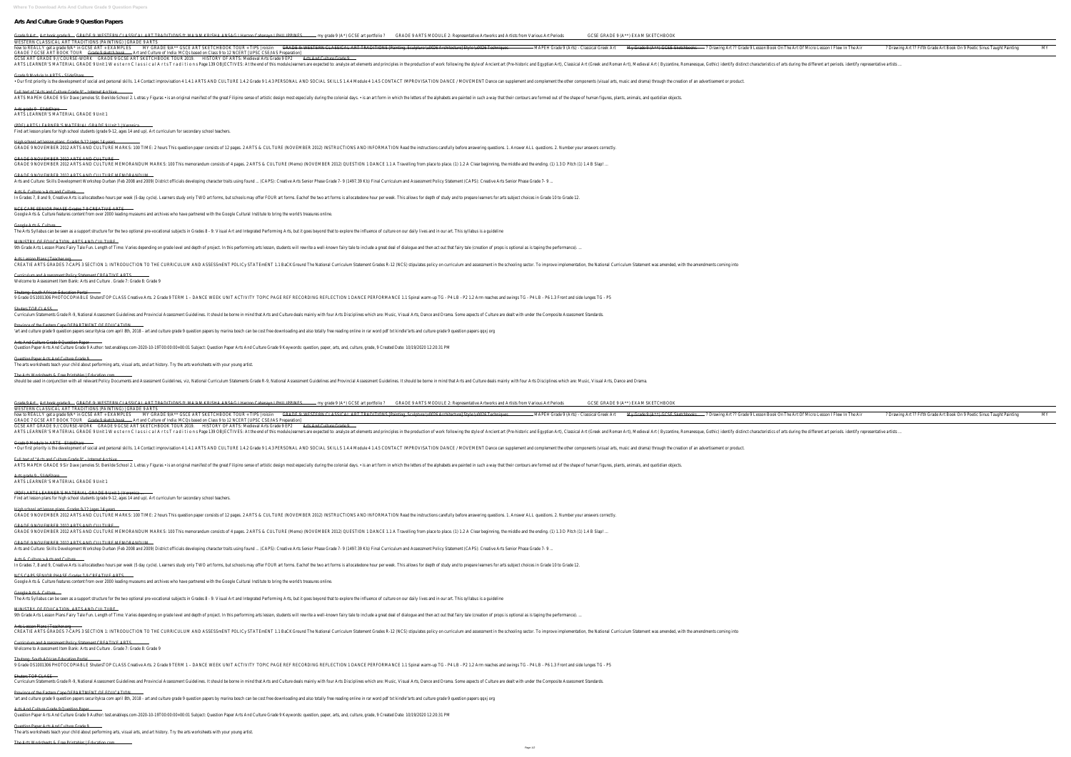# Arts And Culture Grade 9 Question Papers

Grade 9 Art Art book grade 9 GRADE 9: WESTERN CLASSICAL ART TRADITIONS ft. MA'AM KRISHA ANSAG | Haroon Cabanayo | PHILIPPINES my grade 9 (A*) GCSE art portfolio ? GRADE 9 ARTS MODULE 2: Representative Artworks and Artists from Various Art Periods GCSE GRADE 9 (A**) EXAM SKETCHBOOK

WESTERN CLASSICAL ART TRADITIONS (PAINTING) | GRADE 9 ARTS

how to REALLY get a grade 9/A* in GCSE ART + EXAMPLES MY GRADE 9/A** GCSE ART SKETCHBOOK TOUR + TIPS | rosiin GRADE 9: WESTERN CLASSICAL ART TRADITIONS [Painting, Sculpture \u0026 Architecture] Style \u0026 Techniques MAPEH Grade 9 (Arts) - Classical Greek Art My Grade 9 (A**) GCSE Sketchbooks ? Drawing Art ?? Grade 9 Lesson Book On The Art Of Micro Lesson I Flew In The Air ? Fifth Grade Art Book On 9 Poetic Sinus Taught Painting MY GRADE 7 GCSE ART BOOK TOUR Grade 9 sketch book Art and Culture of India: MCQs based on Class 9 to 12 NCERT [UPSC CSE/IAS Preparation]

GCSE ART GRADE 9 // COURSE-WORK GRADE 9 GCSE ART SKETCHBOOK TOUR 2019. HISTORY OF ARTS: Medieval Arts Grade 9 EP2 Arts And Culture Grade 9

ARTS LEARNER'S MATERIAL GRADE 9 Unit 1 W e s t e r n C l a s s i c a l A r t s T r a d i t i o n s Page 139 OBJECTIVES: At the end of this module,learners are expected to: analyze art elements and principles in the production of work following the style of Ancient art (Pre-historic and Egyptian Art), Classical Art (Greek and Roman Art), Medieval Art ( Byzantine, Romanesque, Gothic) identify distinct characteristics of arts during the different art periods. identify representative artists ...

Grade 9 Module in ARTS - SlideShare

• Our first priority is the development of social and personal skills. 1.4 Contact improvisation 4 1.4.1 ARTS AND CULTURE 1.4.2 Grade 9 1.4.3 PERSONAL AND SOCIAL SKILLS 1.4.4 Module 4 1.4.5 CONTACT IMPROVISATION DANCE / MOVEMENT Dance can supplement and complement the other components (visual arts, music and drama) through the creation of an advertisement or product.

Full text of "Arts and Culture Grade 9" - Internet Archive

ARTS MAPEH GRADE 9 Sir Dave Jamolos St. Benilde School 2. Letras y Figuras • is an original manifest of the great Filipino sense of artistic design most especially during the colonial days. • is an art form in which the letters of the alphabets are painted in such a way that their contours are formed out of the shape of human figures, plants, animals, and quotidian objects.

Arts grade 9 - SlideShare

ARTS LEARNER'S MATERIAL GRADE 9 Unit 1

(PDF) ARTS LEARNER'S MATERIAL GRADE 9 Unit 1 | Veronica ...

Find art lesson plans for high school students (grade 9-12, ages 14 and up). Art curriculum for secondary school teachers.

High school art lesson plans, Grades 9-12 (ages 14 years ...

GRADE 9 NOVEMBER 2012 ARTS AND CULTURE MARKS: 100 TIME: 2 hours This question paper consists of 12 pages. 2 ARTS & CULTURE (NOVEMBER 2012) INSTRUCTIONS AND INFORMATION Read the instructions carefully before answering questions. 1. Answer ALL questions. 2. Number your answers correctly.

GRADE 9 NOVEMBER 2012 ARTS AND CULTURE

GRADE 9 NOVEMBER 2012 ARTS AND CULTURE MEMORANDUM MARKS: 100 This memorandum consists of 4 pages. 2 ARTS & CULTURE (Memo) (NOVEMBER 2012) QUESTION 1 DANCE 1.1 A Travelling from place to place. (1) 1.2 A Clear beginning, the middle and the ending. (1) 1.3 D Pitch (1) 1.4 B Slap! ...

GRADE 9 NOVEMBER 2012 ARTS AND CULTURE MEMORANDUM

Arts and Culture: Skills Development Workshop Durban (Feb 2008 and 2009) District officials developing character traits using found ... (CAPS): Creative Arts Senior Phase Grade 7- 9 (1497.39 Kb) Final Curriculum and Assessment Policy Statement (CAPS): Creative Arts Senior Phase Grade 7- 9 ...

Arts & Culture > Arts and Culture

In Grades 7, 8 and 9, Creative Arts is allocatedtwo hours per week (5 day cycle). Learners study only TWO art forms, but schools may offer FOUR art forms. Eachof the two art forms is allocatedone hour per week. This allows for depth of study and to prepare learners for arts subject choices in Grade 10 to Grade 12.

NCS CAPS SENIOR PHASE Grades 7-9 CREATIVE ARTS

Google Arts & Culture features content from over 2000 leading museums and archives who have partnered with the Google Cultural Institute to bring the world's treasures online.

Google Arts & Culture

The Arts Syllabus can be seen as a support structure for the two optional pre-vocational subjects in Grades 8 - 9: Visual Art and Integrated Performing Arts, but it goes beyond that to explore the influence of culture on our daily lives and in our art. This syllabus is a guideline

MINISTRY OF EDUCATION, ARTS AND CULTURE

9th Grade Arts Lesson Plans Fairy Tale Fun. Length of Time: Varies depending on grade level and depth of project. In this performing arts lesson, students will rewrite a well-known fairy tale to include a great deal of dialogue and then act out that fairy tale (creation of props is optional as is taping the performance). ...

Arts Lesson Plans | Teacher.org

CREATIE ARTS GRADES 7-CAPS 3 SECTION 1: INTRODUCTION TO THE CURRICULUM AND ASSESSmENT POLICy STATEmENT 1.1 BaCK Ground The National Curriculum Statement Grades R-12 (NCS) stipulates policy on curriculum and assessment in the schooling sector. To improve implementation, the National Curriculum Statement was amended, with the amendments coming into

Curriculum and Assessment Policy Statement CREATIVE ARTS

Welcome to Assessment Item Bank: Arts and Culture . Grade 7: Grade 8: Grade 9

Thutong: South African Education Portal

9 Grade OS1001306 PHOTOCOPIABLE ShutersTOP CLASS Creative Arts. 2 Grade 9 TERM 1 – DANCE WEEK UNIT ACTIVITY TOPIC PAGE REF RECORDING REFLECTION 1 DANCE PERFORMANCE 1.1 Spinal warm-up TG - P4 LB - P2 1.2 Arm reaches and swings TG - P4 LB - P6 1.3 Front and side lunges TG - P5

Shuters TOP CLASS

Curriculum Statements Grade R-9, National Assessment Guidelines and Provincial Assessment Guidelines. It should be borne in mind that Arts and Culture deals mainly with four Arts Disciplines which are: Music, Visual Arts, Dance and Drama. Some aspects of Culture are dealt with under the Composite Assessment Standards.

Province of the Eastern Cape DEPARTMENT OF EDUCATION

'art and culture grade 9 question papers securityksa com april 8th, 2018 - art and culture grade 9 question papers by marina bosch can be cost free downloading and also totally free reading online in rar word pdf txt kindle''arts and culture grade 9 question papers qqxj org

Arts And Culture Grade 9 Question Papers

Question Paper Arts And Culture Grade 9 Author: test.enableps.com-2020-10-19T00:00:00+00:01 Subject: Question Paper Arts And Culture Grade 9 Keywords: question, paper, arts, and, culture, grade, 9 Created Date: 10/19/2020 12:20:31 PM

Question Paper Arts And Culture Grade 9

The arts worksheets teach your child about performing arts, visual arts, and art history. Try the arts worksheets with your young artist.

The Arts Worksheets & Free Printables | Education.com

should be used in conjunction with all relevant Policy Documents and Assessment Guidelines, viz, National Curriculum Statements Grade R-9, National Assessment Guidelines and Provincial Assessment Guidelines. It should be borne in mind that Arts and Culture deals mainly with four Arts Disciplines which are: Music, Visual Arts, Dance and Drama.

Grade 9 Art Art book grade 9 GRADE 9: WESTERN CLASSICAL ART TRADITIONS ft. MA'AM KRISHA ANSAG | Haroon Cabanayo | PHILIPPINES my grade 9 (A*) GCSE art portfolio ? GRADE 9 ARTS MODULE 2: Representative Artworks and Artists from Various Art Periods GCSE GRADE 9 (A**) EXAM SKETCHBOOK

WESTERN CLASSICAL ART TRADITIONS (PAINTING) | GRADE 9 ARTS

how to REALLY get a grade 9/A* in GCSE ART + EXAMPLES MY GRADE 9/A** GCSE ART SKETCHBOOK TOUR + TIPS | rosiin GRADE 9: WESTERN CLASSICAL ART TRADITIONS [Painting, Sculpture \u0026 Architecture] Style \u0026 Techniques MAPEH Grade 9 (Arts) - Classical Greek Art My Grade 9 (A**) GCSE Sketchbooks ? Drawing Art ?? Grade 9 Lesson Book On The Art Of Micro Lesson I Flew In The Air ? Fifth Grade Art Book On 9 Poetic Sinus Taught Painting MY GRADE 7 GCSE ART BOOK TOUR Grade 9 sketch book Art and Culture of India: MCQs based on Class 9 to 12 NCERT [UPSC CSE/IAS Preparation]

GCSE ART GRADE 9 // COURSE-WORK GRADE 9 GCSE ART SKETCHBOOK TOUR 2019. HISTORY OF ARTS: Medieval Arts Grade 9 EP2 Arts And Culture Grade 9

ARTS LEARNER'S MATERIAL GRADE 9 Unit 1 W e s t e r n C l a s s i c a l A r t s T r a d i t i o n s Page 139 OBJECTIVES: At the end of this module,learners are expected to: analyze art elements and principles in the production of work following the style of Ancient art (Pre-historic and Egyptian Art), Classical Art (Greek and Roman Art), Medieval Art ( Byzantine, Romanesque, Gothic) identify distinct characteristics of arts during the different art periods. identify representative artists ...

Grade 9 Module in ARTS - SlideShare

• Our first priority is the development of social and personal skills. 1.4 Contact improvisation 4 1.4.1 ARTS AND CULTURE 1.4.2 Grade 9 1.4.3 PERSONAL AND SOCIAL SKILLS 1.4.4 Module 4 1.4.5 CONTACT IMPROVISATION DANCE / MOVEMENT Dance can supplement and complement the other components (visual arts, music and drama) through the creation of an advertisement or product.

Full text of "Arts and Culture Grade 9" - Internet Archive

ARTS MAPEH GRADE 9 Sir Dave Jamolos St. Benilde School 2. Letras y Figuras • is an original manifest of the great Filipino sense of artistic design most especially during the colonial days. • is an art form in which the letters of the alphabets are painted in such a way that their contours are formed out of the shape of human figures, plants, animals, and quotidian objects.

Arts grade 9 - SlideShare

ARTS LEARNER'S MATERIAL GRADE 9 Unit 1

(PDF) ARTS LEARNER'S MATERIAL GRADE 9 Unit 1 | Veronica ...

Find art lesson plans for high school students (grade 9-12, ages 14 and up). Art curriculum for secondary school teachers.

High school art lesson plans, Grades 9-12 (ages 14 years ...

GRADE 9 NOVEMBER 2012 ARTS AND CULTURE MARKS: 100 TIME: 2 hours This question paper consists of 12 pages. 2 ARTS & CULTURE (NOVEMBER 2012) INSTRUCTIONS AND INFORMATION Read the instructions carefully before answering questions. 1. Answer ALL questions. 2. Number your answers correctly.

GRADE 9 NOVEMBER 2012 ARTS AND CULTURE

GRADE 9 NOVEMBER 2012 ARTS AND CULTURE MEMORANDUM MARKS: 100 This memorandum consists of 4 pages. 2 ARTS & CULTURE (Memo) (NOVEMBER 2012) QUESTION 1 DANCE 1.1 A Travelling from place to place. (1) 1.2 A Clear beginning, the middle and the ending. (1) 1.3 D Pitch (1) 1.4 B Slap! ...

GRADE 9 NOVEMBER 2012 ARTS AND CULTURE MEMORANDUM

Arts and Culture: Skills Development Workshop Durban (Feb 2008 and 2009) District officials developing character traits using found ... (CAPS): Creative Arts Senior Phase Grade 7- 9 (1497.39 Kb) Final Curriculum and Assessment Policy Statement (CAPS): Creative Arts Senior Phase Grade 7- 9 ...

Arts & Culture > Arts and Culture

In Grades 7, 8 and 9, Creative Arts is allocatedtwo hours per week (5 day cycle). Learners study only TWO art forms, but schools may offer FOUR art forms. Eachof the two art forms is allocatedone hour per week. This allows for depth of study and to prepare learners for arts subject choices in Grade 10 to Grade 12.

NCS CAPS SENIOR PHASE Grades 7-9 CREATIVE ARTS

Google Arts & Culture features content from over 2000 leading museums and archives who have partnered with the Google Cultural Institute to bring the world's treasures online.

Google Arts & Culture

The Arts Syllabus can be seen as a support structure for the two optional pre-vocational subjects in Grades 8 - 9: Visual Art and Integrated Performing Arts, but it goes beyond that to explore the influence of culture on our daily lives and in our art. This syllabus is a guideline

MINISTRY OF EDUCATION, ARTS AND CULTURE

9th Grade Arts Lesson Plans Fairy Tale Fun. Length of Time: Varies depending on grade level and depth of project. In this performing arts lesson, students will rewrite a well-known fairy tale to include a great deal of dialogue and then act out that fairy tale (creation of props is optional as is taping the performance). ...

Arts Lesson Plans | Teacher.org

CREATIE ARTS GRADES 7-CAPS 3 SECTION 1: INTRODUCTION TO THE CURRICULUM AND ASSESSmENT POLICy STATEmENT 1.1 BaCK Ground The National Curriculum Statement Grades R-12 (NCS) stipulates policy on curriculum and assessment in the schooling sector. To improve implementation, the National Curriculum Statement was amended, with the amendments coming into

Curriculum and Assessment Policy Statement CREATIVE ARTS

Welcome to Assessment Item Bank: Arts and Culture . Grade 7: Grade 8: Grade 9

Thutong: South African Education Portal

9 Grade OS1001306 PHOTOCOPIABLE ShutersTOP CLASS Creative Arts. 2 Grade 9 TERM 1 – DANCE WEEK UNIT ACTIVITY TOPIC PAGE REF RECORDING REFLECTION 1 DANCE PERFORMANCE 1.1 Spinal warm-up TG - P4 LB - P2 1.2 Arm reaches and swings TG - P4 LB - P6 1.3 Front and side lunges TG - P5

Shuters TOP CLASS

Curriculum Statements Grade R-9, National Assessment Guidelines and Provincial Assessment Guidelines. It should be borne in mind that Arts and Culture deals mainly with four Arts Disciplines which are: Music, Visual Arts, Dance and Drama. Some aspects of Culture are dealt with under the Composite Assessment Standards.

Province of the Eastern Cape DEPARTMENT OF EDUCATION

'art and culture grade 9 question papers securityksa com april 8th, 2018 - art and culture grade 9 question papers by marina bosch can be cost free downloading and also totally free reading online in rar word pdf txt kindle''arts and culture grade 9 question papers qqxj org

Arts And Culture Grade 9 Question Papers

Question Paper Arts And Culture Grade 9 Author: test.enableps.com-2020-10-19T00:00:00+00:01 Subject: Question Paper Arts And Culture Grade 9 Keywords: question, paper, arts, and, culture, grade, 9 Created Date: 10/19/2020 12:20:31 PM

Question Paper Arts And Culture Grade 9

The arts worksheets teach your child about performing arts, visual arts, and art history. Try the arts worksheets with your young artist.

The Arts Worksheets & Free Printables | Education.com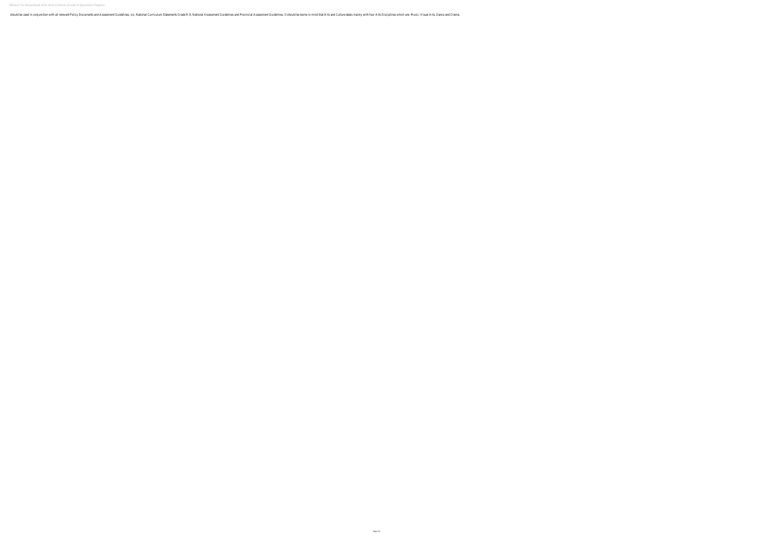should be used in conjunction with all relevant Policy Documents and Assessment Guidelines, viz, National Curriculum Statements Grade R-9, National Assessment Guidelines and Provincial Assessment Guidelines. It should be borne in mind that Arts and Culture deals mainly with four Arts Disciplines which are: Music, Visual Arts, Dance and Drama.